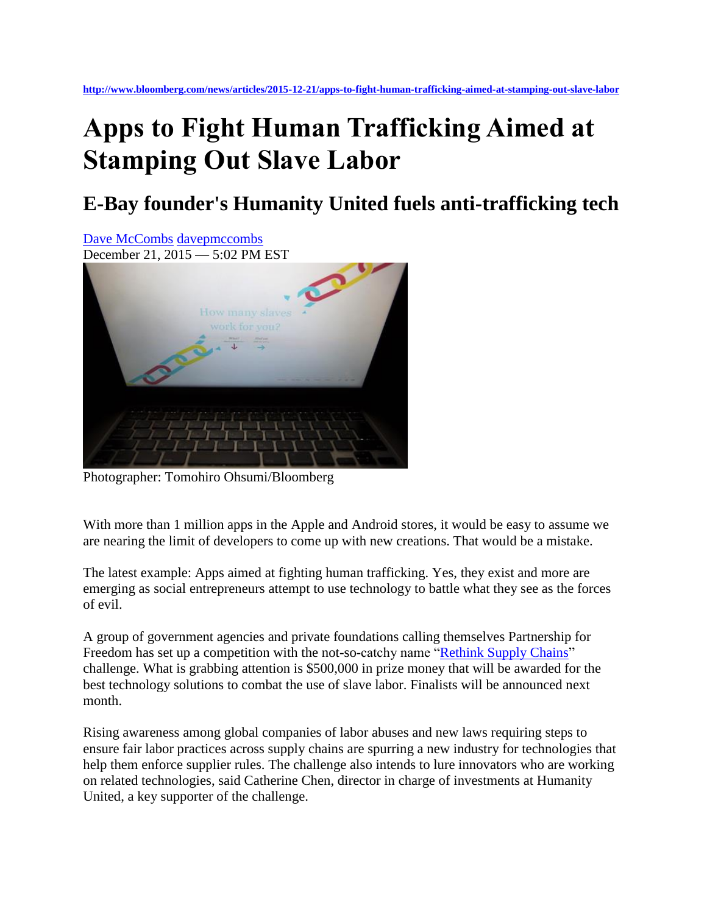http://www.bloomberg.com/news/articles/2015-12-21/apps-to-fight-human-trafficking-aimed-at-stamping-out-slave-labor

# Apps to Fight Human Trafficking Aimed at Stamping Out Slave Labor

## E-Bay founder's Humanity United fuels anti-trafficking tech

Dave McCombs davepmccombs
December 21, 2015 — 5:02 PM EST

Photographer: Tomohiro Ohsumi/Bloomberg

With more than 1 million apps in the Apple and Android stores, it would be easy to assume we are nearing the limit of developers to come up with new creations. That would be a mistake.

The latest example: Apps aimed at fighting human trafficking. Yes, they exist and more are emerging as social entrepreneurs attempt to use technology to battle what they see as the forces of evil.

A group of government agencies and private foundations calling themselves Partnership for Freedom has set up a competition with the not-so-catchy name "Rethink Supply Chains" challenge. What is grabbing attention is $500,000 in prize money that will be awarded for the best technology solutions to combat the use of slave labor. Finalists will be announced next month.

Rising awareness among global companies of labor abuses and new laws requiring steps to ensure fair labor practices across supply chains are spurring a new industry for technologies that help them enforce supplier rules. The challenge also intends to lure innovators who are working on related technologies, said Catherine Chen, director in charge of investments at Humanity United, a key supporter of the challenge.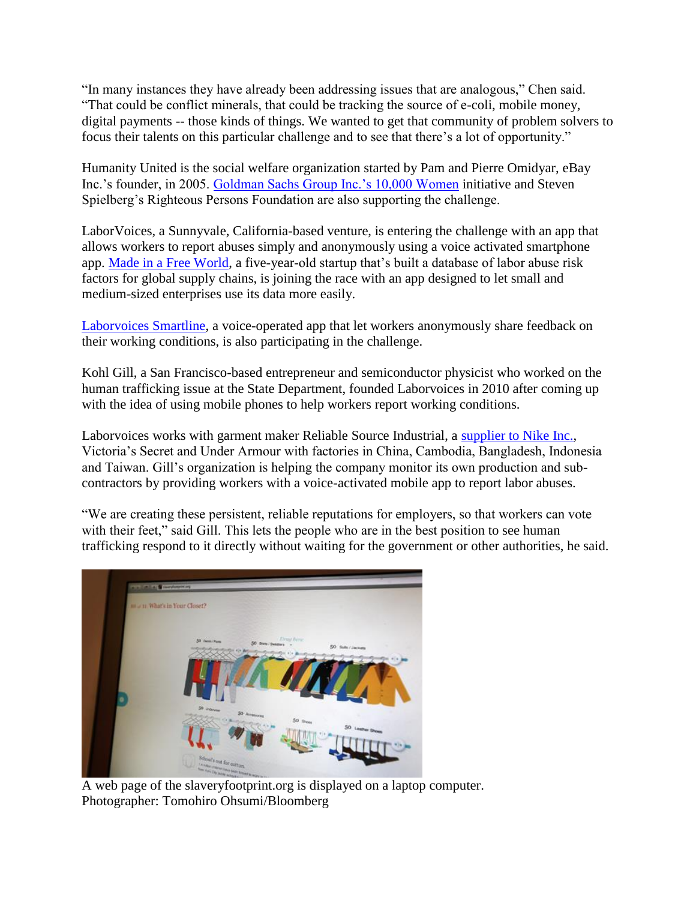"In many instances they have already been addressing issues that are analogous," Chen said. "That could be conflict minerals, that could be tracking the source of e-coli, mobile money, digital payments -- those kinds of things. We wanted to get that community of problem solvers to focus their talents on this particular challenge and to see that there's a lot of opportunity."

Humanity United is the social welfare organization started by Pam and Pierre Omidyar, eBay Inc.'s founder, in 2005. Goldman Sachs Group Inc.'s 10,000 Women initiative and Steven Spielberg's Righteous Persons Foundation are also supporting the challenge.

LaborVoices, a Sunnyvale, California-based venture, is entering the challenge with an app that allows workers to report abuses simply and anonymously using a voice activated smartphone app. Made in a Free World, a five-year-old startup that's built a database of labor abuse risk factors for global supply chains, is joining the race with an app designed to let small and medium-sized enterprises use its data more easily.

Laborvoices Smartline, a voice-operated app that let workers anonymously share feedback on their working conditions, is also participating in the challenge.

Kohl Gill, a San Francisco-based entrepreneur and semiconductor physicist who worked on the human trafficking issue at the State Department, founded Laborvoices in 2010 after coming up with the idea of using mobile phones to help workers report working conditions.

Laborvoices works with garment maker Reliable Source Industrial, a supplier to Nike Inc., Victoria's Secret and Under Armour with factories in China, Cambodia, Bangladesh, Indonesia and Taiwan. Gill's organization is helping the company monitor its own production and sub-contractors by providing workers with a voice-activated mobile app to report labor abuses.

"We are creating these persistent, reliable reputations for employers, so that workers can vote with their feet," said Gill. This lets the people who are in the best position to see human trafficking respond to it directly without waiting for the government or other authorities, he said.

A web page of the slaveryfootprint.org is displayed on a laptop computer.
Photographer: Tomohiro Ohsumi/Bloomberg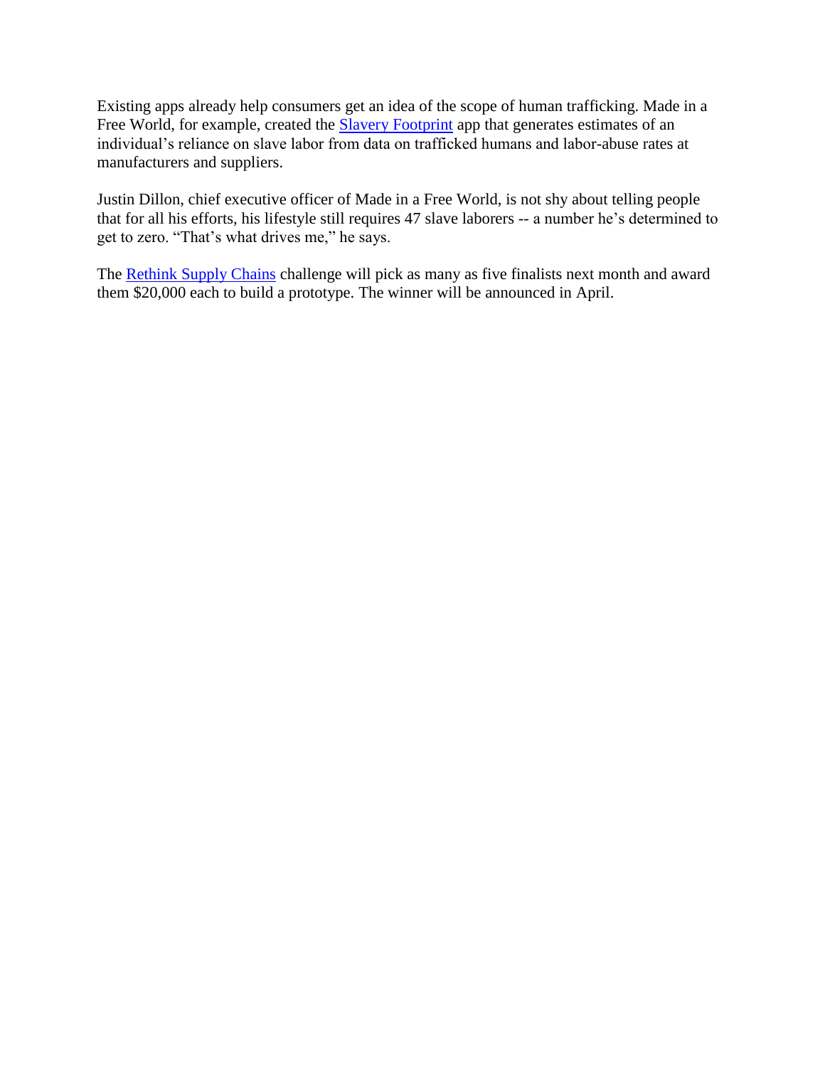Existing apps already help consumers get an idea of the scope of human trafficking. Made in a Free World, for example, created the Slavery Footprint app that generates estimates of an individual's reliance on slave labor from data on trafficked humans and labor-abuse rates at manufacturers and suppliers.

Justin Dillon, chief executive officer of Made in a Free World, is not shy about telling people that for all his efforts, his lifestyle still requires 47 slave laborers -- a number he's determined to get to zero. "That's what drives me," he says.

The Rethink Supply Chains challenge will pick as many as five finalists next month and award them $20,000 each to build a prototype. The winner will be announced in April.